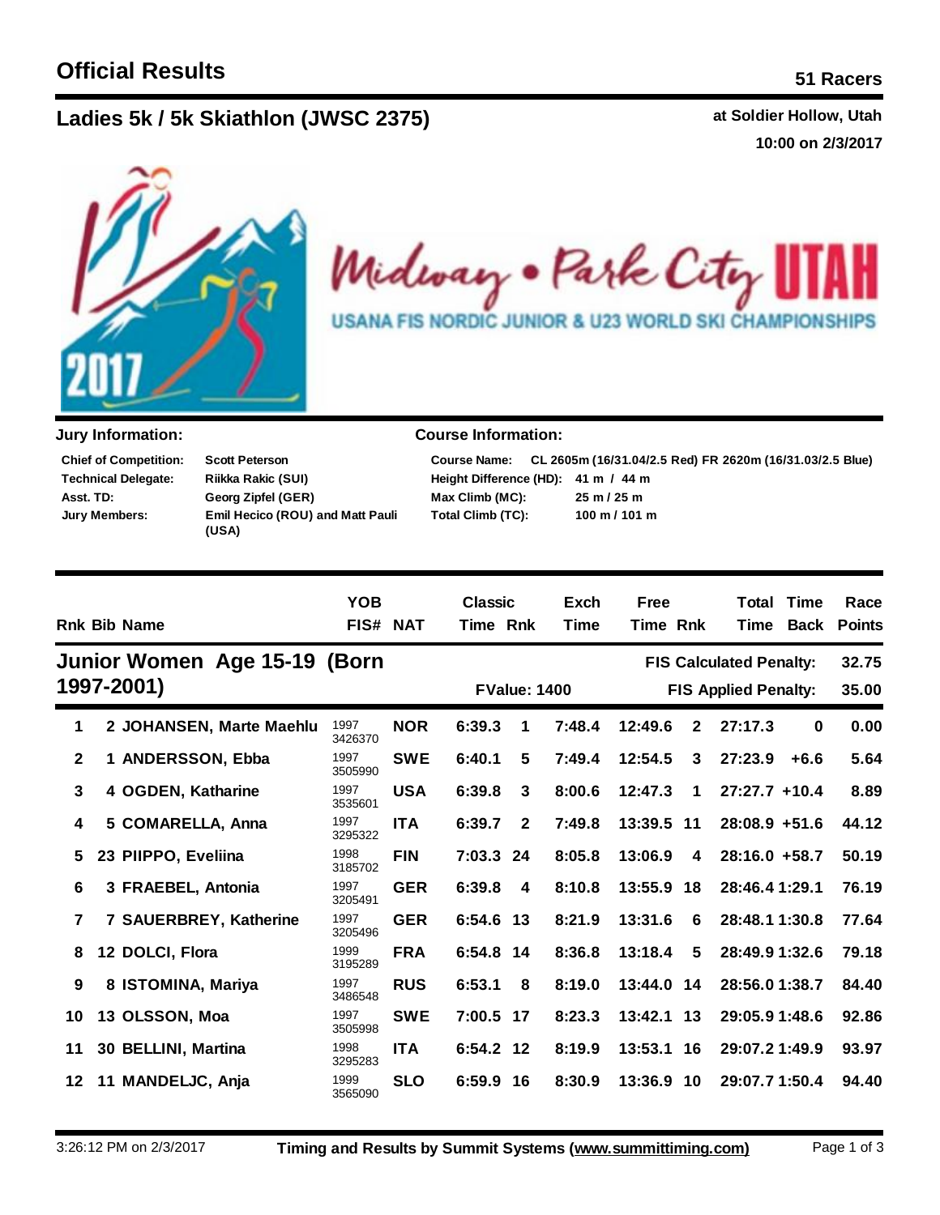# Official Results

**51 Racers**

## Ladies 5k / 5k Skiathlon (JWSC 2375)

**at Soldier Hollow, Utah**
**10:00 on 2/3/2017**

Midway • Park City UTAH
USANA FIS NORDIC JUNIOR & U23 WORLD SKI CHAMPIONSHIPS

### Jury Information:

| | |
|---|---|
| **Chief of Competition:** | **Scott Peterson** |
| **Technical Delegate:** | **Riikka Rakic (SUI)** |
| **Asst. TD:** | **Georg Zipfel (GER)** |
| **Jury Members:** | **Emil Hecico (ROU) and Matt Pauli (USA)** |

### Course Information:

| | |
|---|---|
| **Course Name:** | **CL 2605m (16/31.04/2.5 Red) FR 2620m (16/31.03/2.5 Blue)** |
| **Height Difference (HD):** | **41 m / 44 m** |
| **Max Climb (MC):** | **25 m / 25 m** |
| **Total Climb (TC):** | **100 m / 101 m** |

## Junior Women Age 15-19 (Born 1997-2001)

**FValue: 1400**
**FIS Calculated Penalty: 32.75**
**FIS Applied Penalty: 35.00**

| Rnk | Bib | Name | YOB FIS# | NAT | Classic Time | Rnk | Exch Time | Free Time | Rnk | Total Time | Time Back | Race Points |
|---|---|---|---|---|---|---|---|---|---|---|---|---|
| 1 | 2 | JOHANSEN, Marte Maehlu | 1997 3426370 | NOR | 6:39.3 | 1 | 7:48.4 | 12:49.6 | 2 | 27:17.3 | 0 | 0.00 |
| 2 | 1 | ANDERSSON, Ebba | 1997 3505990 | SWE | 6:40.1 | 5 | 7:49.4 | 12:54.5 | 3 | 27:23.9 | +6.6 | 5.64 |
| 3 | 4 | OGDEN, Katharine | 1997 3535601 | USA | 6:39.8 | 3 | 8:00.6 | 12:47.3 | 1 | 27:27.7 | +10.4 | 8.89 |
| 4 | 5 | COMARELLA, Anna | 1997 3295322 | ITA | 6:39.7 | 2 | 7:49.8 | 13:39.5 | 11 | 28:08.9 | +51.6 | 44.12 |
| 5 | 23 | PIIPPO, Eveliina | 1998 3185702 | FIN | 7:03.3 | 24 | 8:05.8 | 13:06.9 | 4 | 28:16.0 | +58.7 | 50.19 |
| 6 | 3 | FRAEBEL, Antonia | 1997 3205491 | GER | 6:39.8 | 4 | 8:10.8 | 13:55.9 | 18 | 28:46.4 | 1:29.1 | 76.19 |
| 7 | 7 | SAUERBREY, Katherine | 1997 3205496 | GER | 6:54.6 | 13 | 8:21.9 | 13:31.6 | 6 | 28:48.1 | 1:30.8 | 77.64 |
| 8 | 12 | DOLCI, Flora | 1999 3195289 | FRA | 6:54.8 | 14 | 8:36.8 | 13:18.4 | 5 | 28:49.9 | 1:32.6 | 79.18 |
| 9 | 8 | ISTOMINA, Mariya | 1997 3486548 | RUS | 6:53.1 | 8 | 8:19.0 | 13:44.0 | 14 | 28:56.0 | 1:38.7 | 84.40 |
| 10 | 13 | OLSSON, Moa | 1997 3505998 | SWE | 7:00.5 | 17 | 8:23.3 | 13:42.1 | 13 | 29:05.9 | 1:48.6 | 92.86 |
| 11 | 30 | BELLINI, Martina | 1998 3295283 | ITA | 6:54.2 | 12 | 8:19.9 | 13:53.1 | 16 | 29:07.2 | 1:49.9 | 93.97 |
| 12 | 11 | MANDELJC, Anja | 1999 3565090 | SLO | 6:59.9 | 16 | 8:30.9 | 13:36.9 | 10 | 29:07.7 | 1:50.4 | 94.40 |

3:26:12 PM on 2/3/2017 — Timing and Results by Summit Systems (www.summittiming.com)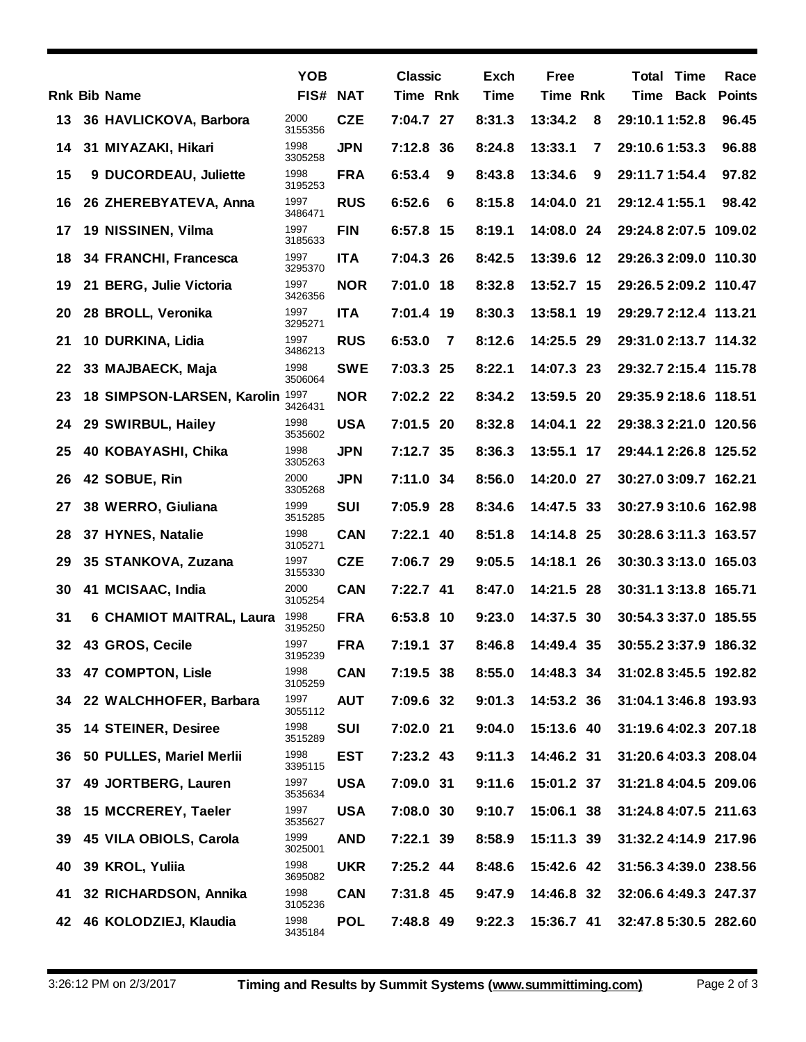| Rnk | Bib | Name | YOB FIS# | NAT | Classic Time | Classic Rnk | Exch Time | Free Time | Free Rnk | Total Time | Time Back | Race Points |
|---|---|---|---|---|---|---|---|---|---|---|---|---|
| 13 | 36 | HAVLICKOVA, Barbora | 2000 3155356 | CZE | 7:04.7 | 27 | 8:31.3 | 13:34.2 | 8 | 29:10.1 | 1:52.8 | 96.45 |
| 14 | 31 | MIYAZAKI, Hikari | 1998 3305258 | JPN | 7:12.8 | 36 | 8:24.8 | 13:33.1 | 7 | 29:10.6 | 1:53.3 | 96.88 |
| 15 | 9 | DUCORDEAU, Juliette | 1998 3195253 | FRA | 6:53.4 | 9 | 8:43.8 | 13:34.6 | 9 | 29:11.7 | 1:54.4 | 97.82 |
| 16 | 26 | ZHEREBYATEVA, Anna | 1997 3486471 | RUS | 6:52.6 | 6 | 8:15.8 | 14:04.0 | 21 | 29:12.4 | 1:55.1 | 98.42 |
| 17 | 19 | NISSINEN, Vilma | 1997 3185633 | FIN | 6:57.8 | 15 | 8:19.1 | 14:08.0 | 24 | 29:24.8 | 2:07.5 | 109.02 |
| 18 | 34 | FRANCHI, Francesca | 1997 3295370 | ITA | 7:04.3 | 26 | 8:42.5 | 13:39.6 | 12 | 29:26.3 | 2:09.0 | 110.30 |
| 19 | 21 | BERG, Julie Victoria | 1997 3426356 | NOR | 7:01.0 | 18 | 8:32.8 | 13:52.7 | 15 | 29:26.5 | 2:09.2 | 110.47 |
| 20 | 28 | BROLL, Veronika | 1997 3295271 | ITA | 7:01.4 | 19 | 8:30.3 | 13:58.1 | 19 | 29:29.7 | 2:12.4 | 113.21 |
| 21 | 10 | DURKINA, Lidia | 1997 3486213 | RUS | 6:53.0 | 7 | 8:12.6 | 14:25.5 | 29 | 29:31.0 | 2:13.7 | 114.32 |
| 22 | 33 | MAJBAECK, Maja | 1998 3506064 | SWE | 7:03.3 | 25 | 8:22.1 | 14:07.3 | 23 | 29:32.7 | 2:15.4 | 115.78 |
| 23 | 18 | SIMPSON-LARSEN, Karolin | 1997 3426431 | NOR | 7:02.2 | 22 | 8:34.2 | 13:59.5 | 20 | 29:35.9 | 2:18.6 | 118.51 |
| 24 | 29 | SWIRBUL, Hailey | 1998 3535602 | USA | 7:01.5 | 20 | 8:32.8 | 14:04.1 | 22 | 29:38.3 | 2:21.0 | 120.56 |
| 25 | 40 | KOBAYASHI, Chika | 1998 3305263 | JPN | 7:12.7 | 35 | 8:36.3 | 13:55.1 | 17 | 29:44.1 | 2:26.8 | 125.52 |
| 26 | 42 | SOBUE, Rin | 2000 3305268 | JPN | 7:11.0 | 34 | 8:56.0 | 14:20.0 | 27 | 30:27.0 | 3:09.7 | 162.21 |
| 27 | 38 | WERRO, Giuliana | 1999 3515285 | SUI | 7:05.9 | 28 | 8:34.6 | 14:47.5 | 33 | 30:27.9 | 3:10.6 | 162.98 |
| 28 | 37 | HYNES, Natalie | 1998 3105271 | CAN | 7:22.1 | 40 | 8:51.8 | 14:14.8 | 25 | 30:28.6 | 3:11.3 | 163.57 |
| 29 | 35 | STANKOVA, Zuzana | 1997 3155330 | CZE | 7:06.7 | 29 | 9:05.5 | 14:18.1 | 26 | 30:30.3 | 3:13.0 | 165.03 |
| 30 | 41 | MCISAAC, India | 2000 3105254 | CAN | 7:22.7 | 41 | 8:47.0 | 14:21.5 | 28 | 30:31.1 | 3:13.8 | 165.71 |
| 31 | 6 | CHAMIOT MAITRAL, Laura | 1998 3195250 | FRA | 6:53.8 | 10 | 9:23.0 | 14:37.5 | 30 | 30:54.3 | 3:37.0 | 185.55 |
| 32 | 43 | GROS, Cecile | 1997 3195239 | FRA | 7:19.1 | 37 | 8:46.8 | 14:49.4 | 35 | 30:55.2 | 3:37.9 | 186.32 |
| 33 | 47 | COMPTON, Lisle | 1998 3105259 | CAN | 7:19.5 | 38 | 8:55.0 | 14:48.3 | 34 | 31:02.8 | 3:45.5 | 192.82 |
| 34 | 22 | WALCHHOFER, Barbara | 1997 3055112 | AUT | 7:09.6 | 32 | 9:01.3 | 14:53.2 | 36 | 31:04.1 | 3:46.8 | 193.93 |
| 35 | 14 | STEINER, Desiree | 1998 3515289 | SUI | 7:02.0 | 21 | 9:04.0 | 15:13.6 | 40 | 31:19.6 | 4:02.3 | 207.18 |
| 36 | 50 | PULLES, Mariel Merlii | 1998 3395115 | EST | 7:23.2 | 43 | 9:11.3 | 14:46.2 | 31 | 31:20.6 | 4:03.3 | 208.04 |
| 37 | 49 | JORTBERG, Lauren | 1997 3535634 | USA | 7:09.0 | 31 | 9:11.6 | 15:01.2 | 37 | 31:21.8 | 4:04.5 | 209.06 |
| 38 | 15 | MCCREREY, Taeler | 1997 3535627 | USA | 7:08.0 | 30 | 9:10.7 | 15:06.1 | 38 | 31:24.8 | 4:07.5 | 211.63 |
| 39 | 45 | VILA OBIOLS, Carola | 1999 3025001 | AND | 7:22.1 | 39 | 8:58.9 | 15:11.3 | 39 | 31:32.2 | 4:14.9 | 217.96 |
| 40 | 39 | KROL, Yuliia | 1998 3695082 | UKR | 7:25.2 | 44 | 8:48.6 | 15:42.6 | 42 | 31:56.3 | 4:39.0 | 238.56 |
| 41 | 32 | RICHARDSON, Annika | 1998 3105236 | CAN | 7:31.8 | 45 | 9:47.9 | 14:46.8 | 32 | 32:06.6 | 4:49.3 | 247.37 |
| 42 | 46 | KOLODZIEJ, Klaudia | 1998 3435184 | POL | 7:48.8 | 49 | 9:22.3 | 15:36.7 | 41 | 32:47.8 | 5:30.5 | 282.60 |

3:26:12 PM on 2/3/2017 **Timing and Results by Summit Systems (www.summittiming.com)**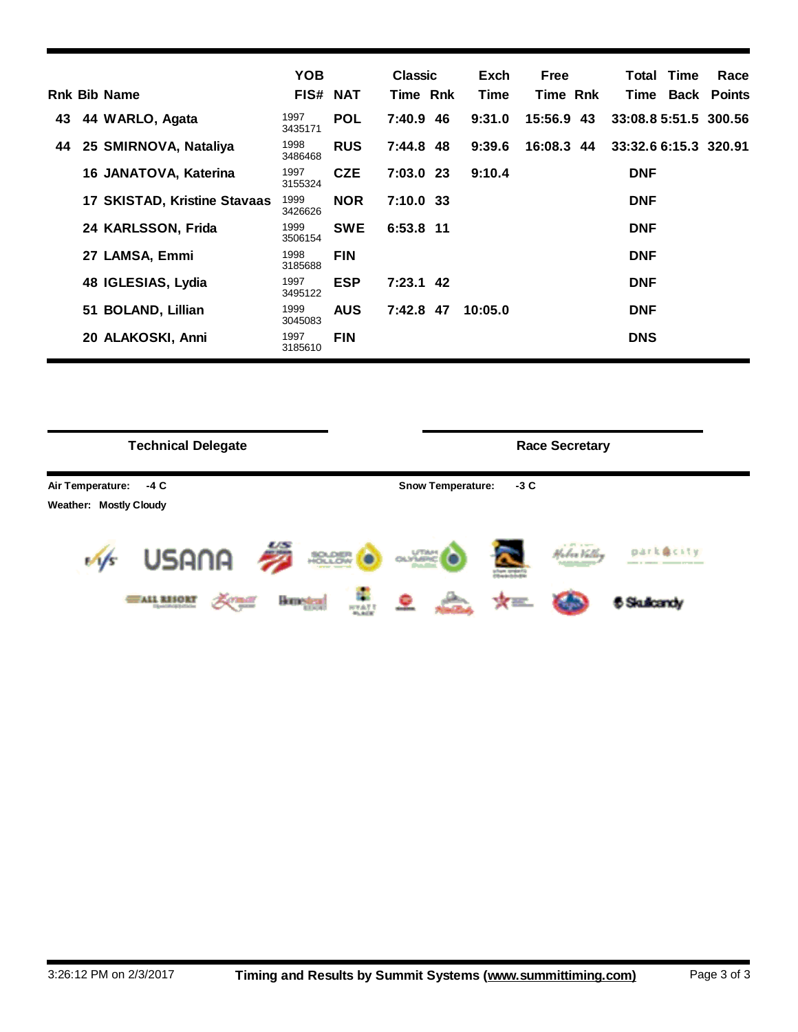| Rnk | Bib | Name | YOB FIS# | NAT | Classic Time | Classic Rnk | Exch Time | Free Time | Free Rnk | Total Time | Time Back | Race Points |
|---|---|---|---|---|---|---|---|---|---|---|---|---|
| 43 | 44 | WARLO, Agata | 1997 3435171 | POL | 7:40.9 | 46 | 9:31.0 | 15:56.9 | 43 | 33:08.8 | 5:51.5 | 300.56 |
| 44 | 25 | SMIRNOVA, Nataliya | 1998 3486468 | RUS | 7:44.8 | 48 | 9:39.6 | 16:08.3 | 44 | 33:32.6 | 6:15.3 | 320.91 |
| | 16 | JANATOVA, Katerina | 1997 3155324 | CZE | 7:03.0 | 23 | 9:10.4 | | | DNF | | |
| | 17 | SKISTAD, Kristine Stavaas | 1999 3426626 | NOR | 7:10.0 | 33 | | | | DNF | | |
| | 24 | KARLSSON, Frida | 1999 3506154 | SWE | 6:53.8 | 11 | | | | DNF | | |
| | 27 | LAMSA, Emmi | 1998 3185688 | FIN | | | | | | DNF | | |
| | 48 | IGLESIAS, Lydia | 1997 3495122 | ESP | 7:23.1 | 42 | | | | DNF | | |
| | 51 | BOLAND, Lillian | 1999 3045083 | AUS | 7:42.8 | 47 | 10:05.0 | | | DNF | | |
| | 20 | ALAKOSKI, Anni | 1997 3185610 | FIN | | | | | | DNS | | |

**Technical Delegate**

**Race Secretary**

**Air Temperature:** -4 C

**Snow Temperature:** -3 C

**Weather:** Mostly Cloudy

3:26:12 PM on 2/3/2017

**Timing and Results by Summit Systems (www.summittiming.com)**